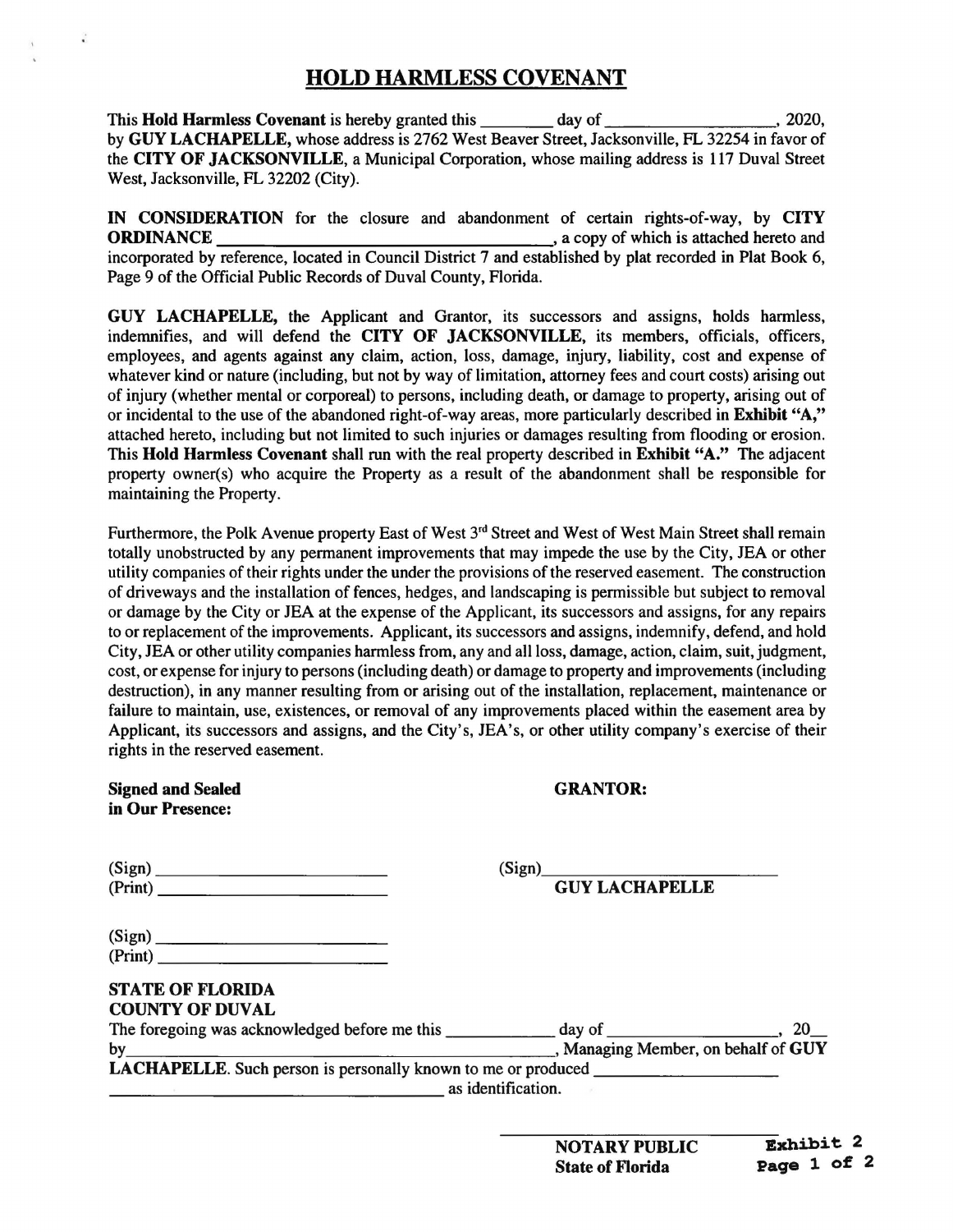# HOLD HARMLESS COVENANT

This **Hold Harmless Covenant** is hereby granted this ________ day of ___________________, 2020, by **GUY LACHAPELLE,** whose address is 2762 West Beaver Street, Jacksonville, FL 32254 in favor of the **CITY OF JACKSONVILLE**, a Municipal Corporation, whose mailing address is 117 Duval Street West, Jacksonville, FL 32202 (City).

**IN CONSIDERATION** for the closure and abandonment of certain rights-of-way, by **CITY ORDINANCE** ______________________________________, a copy of which is attached hereto and incorporated by reference, located in Council District 7 and established by plat recorded in Plat Book 6, Page 9 of the Official Public Records of Duval County, Florida.

**GUY LACHAPELLE,** the Applicant and Grantor, its successors and assigns, holds harmless, indemnifies, and will defend the **CITY OF JACKSONVILLE**, its members, officials, officers, employees, and agents against any claim, action, loss, damage, injury, liability, cost and expense of whatever kind or nature (including, but not by way of limitation, attorney fees and court costs) arising out of injury (whether mental or corporeal) to persons, including death, or damage to property, arising out of or incidental to the use of the abandoned right-of-way areas, more particularly described **in Exhibit "A,"** attached hereto, including but not limited to such injuries or damages resulting from flooding or erosion. This **Hold Harmless Covenant** shall run with the real property described in **Exhibit "A."** The adjacent property owner(s) who acquire the Property as a result of the abandonment shall be responsible for maintaining the Property.

Furthermore, the Polk Avenue property East of West 3rd Street and West of West Main Street shall remain totally unobstructed by any permanent improvements that may impede the use by the City, JEA or other utility companies of their rights under the under the provisions of the reserved easement. The construction of driveways and the installation of fences, hedges, and landscaping is permissible but subject to removal or damage by the City or JEA at the expense of the Applicant, its successors and assigns, for any repairs to or replacement of the improvements. Applicant, its successors and assigns, indemnify, defend, and hold City, JEA or other utility companies harmless from, any and all loss, damage, action, claim, suit, judgment, cost, or expense for injury to persons (including death) or damage to property and improvements (including destruction), in any manner resulting from or arising out of the installation, replacement, maintenance or failure to maintain, use, existences, or removal of any improvements placed within the easement area by Applicant, its successors and assigns, and the City's, JEA's, or other utility company's exercise of their rights in the reserved easement.

**Signed and Sealed in Our Presence:**

(Sign) ___________________________
(Print) ___________________________

(Sign) ___________________________
(Print) ___________________________

**GRANTOR:**

(Sign)___________________________
**GUY LACHAPELLE**

**STATE OF FLORIDA**
**COUNTY OF DUVAL**

The foregoing was acknowledged before me this ____________ day of ___________________, 20__ by________________________________________________, Managing Member, on behalf of **GUY LACHAPELLE**. Such person is personally known to me or produced ______________________ ______________________________________ as identification.

______________________________
**NOTARY PUBLIC**
**State of Florida**

**Exhibit 2**
**Page 1 of 2**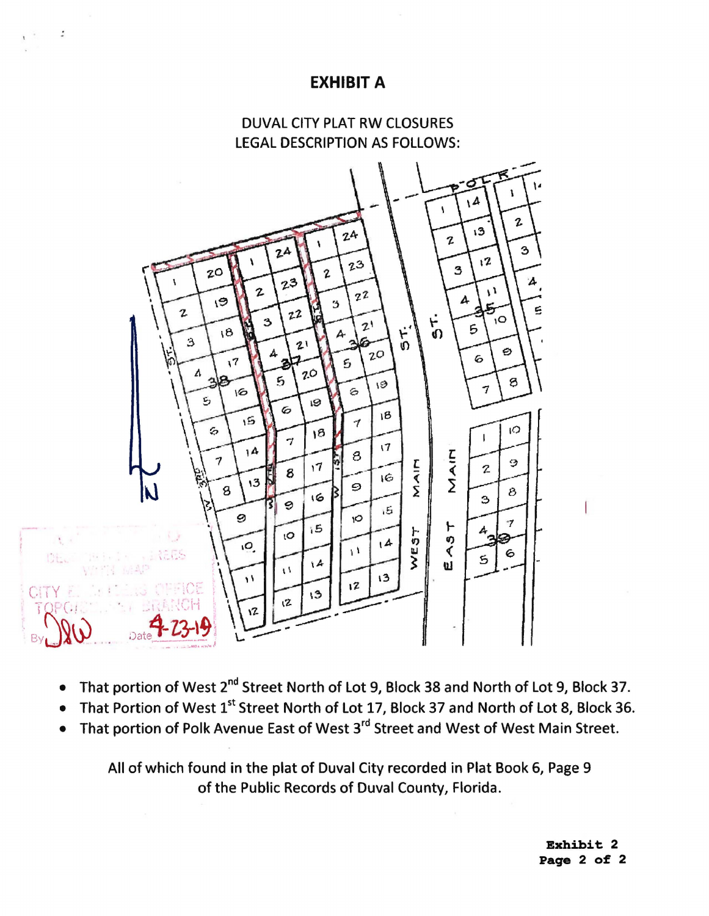# EXHIBIT A

DUVAL CITY PLAT RW CLOSURES
LEGAL DESCRIPTION AS FOLLOWS:

- That portion of West 2nd Street North of Lot 9, Block 38 and North of Lot 9, Block 37.
- That Portion of West 1st Street North of Lot 17, Block 37 and North of Lot 8, Block 36.
- That portion of Polk Avenue East of West 3rd Street and West of West Main Street.

All of which found in the plat of Duval City recorded in Plat Book 6, Page 9 of the Public Records of Duval County, Florida.

**Exhibit 2**
**Page 2 of 2**